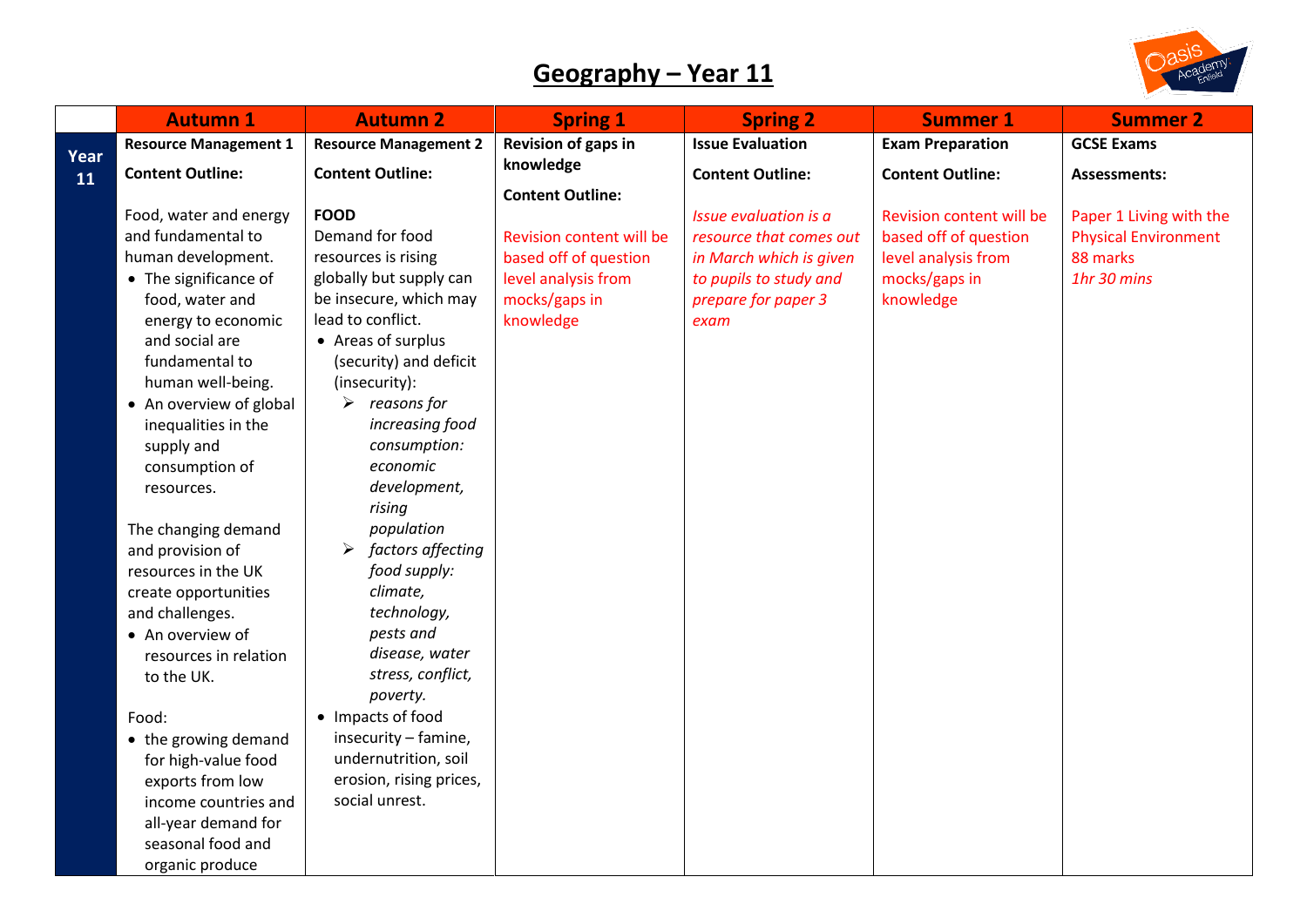# Geography – Year 11

| | Autumn 1 | Autumn 2 | Spring 1 | Spring 2 | Summer 1 | Summer 2 |
|---|---|---|---|---|---|---|
| **Year 11** | **Resource Management 1**<br><br>**Content Outline:**<br><br>Food, water and energy and fundamental to human development.<br>• The significance of food, water and energy to economic and social are fundamental to human well-being.<br>• An overview of global inequalities in the supply and consumption of resources.<br><br>The changing demand and provision of resources in the UK create opportunities and challenges.<br>• An overview of resources in relation to the UK.<br><br>Food:<br>• the growing demand for high-value food exports from low income countries and all-year demand for seasonal food and organic produce | **Resource Management 2**<br><br>**Content Outline:**<br><br>**FOOD**<br>Demand for food resources is rising globally but supply can be insecure, which may lead to conflict.<br>• Areas of surplus (security) and deficit (insecurity):<br>➢ *reasons for increasing food consumption: economic development, rising population*<br>➢ *factors affecting food supply: climate, technology, pests and disease, water stress, conflict, poverty.*<br>• Impacts of food insecurity – famine, undernutrition, soil erosion, rising prices, social unrest. | **Revision of gaps in knowledge**<br><br>**Content Outline:**<br><br>Revision content will be based off of question level analysis from mocks/gaps in knowledge | **Issue Evaluation**<br><br>**Content Outline:**<br><br>*Issue evaluation is a resource that comes out in March which is given to pupils to study and prepare for paper 3 exam* | **Exam Preparation**<br><br>**Content Outline:**<br><br>Revision content will be based off of question level analysis from mocks/gaps in knowledge | **GCSE Exams**<br><br>**Assessments:**<br><br>Paper 1 Living with the Physical Environment 88 marks<br>*1hr 30 mins* |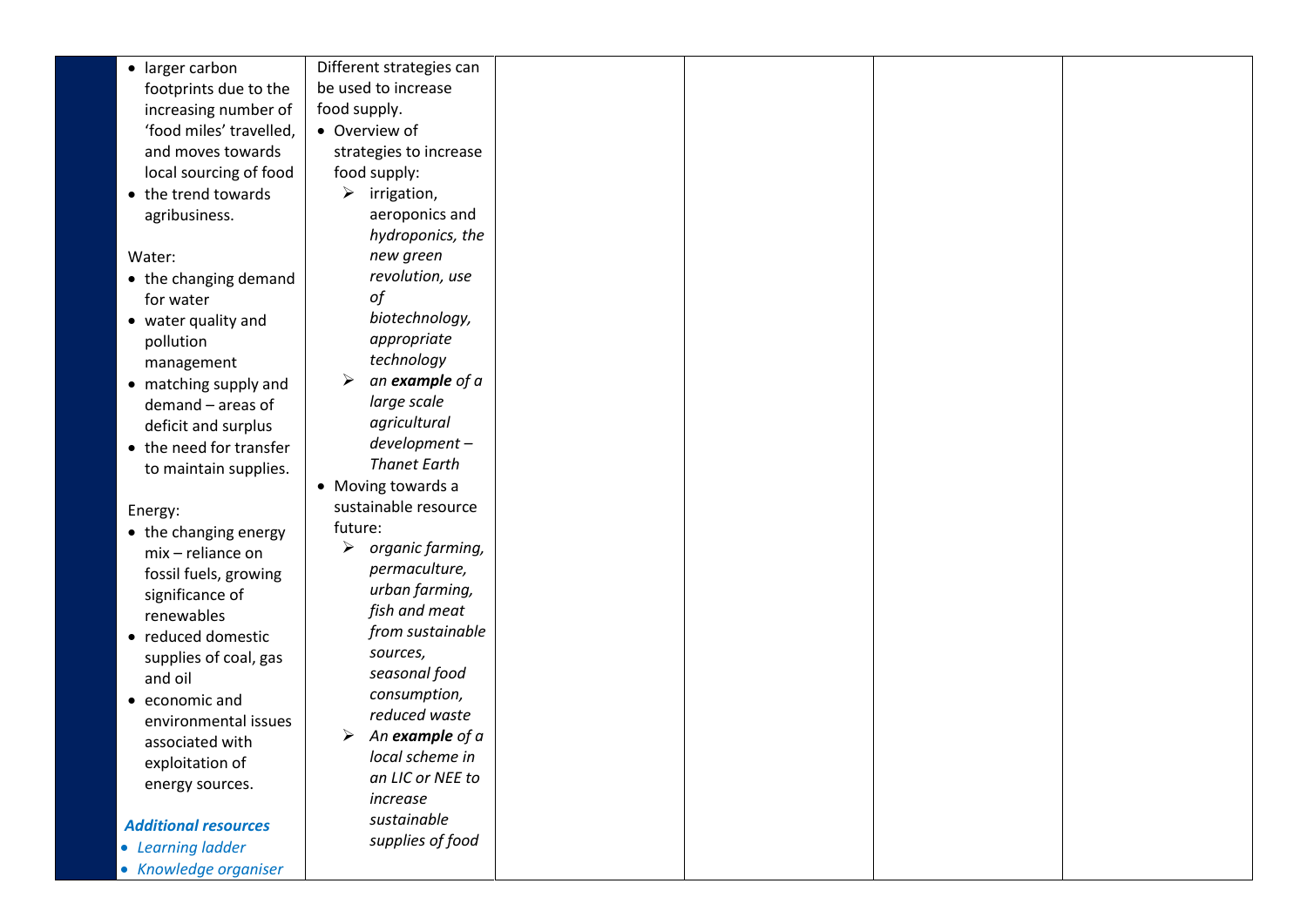| | | | | | | |
|---|---|---|---|---|---|---|
| | • larger carbon footprints due to the increasing number of 'food miles' travelled, and moves towards local sourcing of food<br>• the trend towards agribusiness.<br><br>Water:<br>• the changing demand for water<br>• water quality and pollution management<br>• matching supply and demand – areas of deficit and surplus<br>• the need for transfer to maintain supplies.<br><br>Energy:<br>• the changing energy mix – reliance on fossil fuels, growing significance of renewables<br>• reduced domestic supplies of coal, gas and oil<br>• economic and environmental issues associated with exploitation of energy sources.<br><br>***Additional resources***<br>• *Learning ladder*<br>• *Knowledge organiser* | Different strategies can be used to increase food supply.<br>• Overview of strategies to increase food supply:<br>➢ irrigation, aeroponics and *hydroponics, the new green revolution, use of biotechnology, appropriate technology*<br>➢ *an **example** of a large scale agricultural development – Thanet Earth*<br>• Moving towards a sustainable resource future:<br>➢ *organic farming, permaculture, urban farming, fish and meat from sustainable sources, seasonal food consumption, reduced waste*<br>➢ *An **example** of a local scheme in an LIC or NEE to increase sustainable supplies of food* | | | | |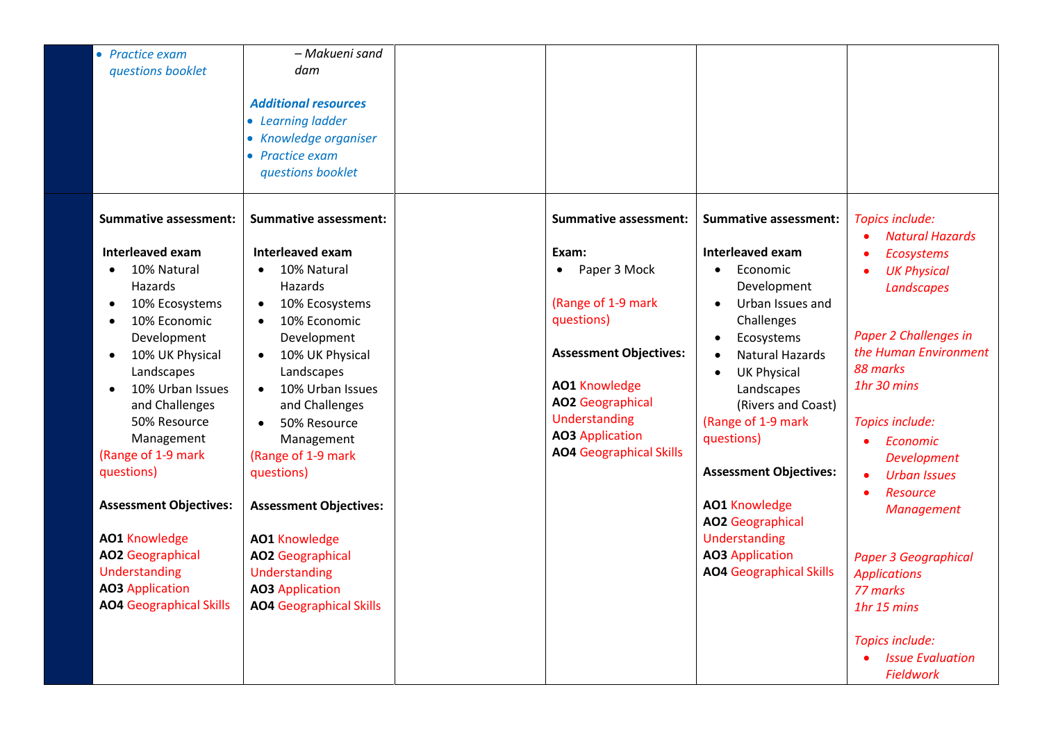| | | | | | | |
|---|---|---|---|---|---|---|
| | • *Practice exam questions booklet* | *– Makueni sand dam*<br><br>***Additional resources***<br>• *Learning ladder*<br>• *Knowledge organiser*<br>• *Practice exam questions booklet* | | | | |
| | **Summative assessment:**<br><br>**Interleaved exam**<br>• 10% Natural Hazards<br>• 10% Ecosystems<br>• 10% Economic Development<br>• 10% UK Physical Landscapes<br>• 10% Urban Issues and Challenges 50% Resource Management<br>(Range of 1-9 mark questions)<br><br>**Assessment Objectives:**<br><br>**AO1** Knowledge<br>**AO2** Geographical Understanding<br>**AO3** Application<br>**AO4** Geographical Skills | **Summative assessment:**<br><br>**Interleaved exam**<br>• 10% Natural Hazards<br>• 10% Ecosystems<br>• 10% Economic Development<br>• 10% UK Physical Landscapes<br>• 10% Urban Issues and Challenges<br>• 50% Resource Management<br>(Range of 1-9 mark questions)<br><br>**Assessment Objectives:**<br><br>**AO1** Knowledge<br>**AO2** Geographical Understanding<br>**AO3** Application<br>**AO4** Geographical Skills | | **Summative assessment:**<br><br>**Exam:**<br>• Paper 3 Mock<br><br>(Range of 1-9 mark questions)<br><br>**Assessment Objectives:**<br><br>**AO1** Knowledge<br>**AO2** Geographical Understanding<br>**AO3** Application<br>**AO4** Geographical Skills | **Summative assessment:**<br><br>**Interleaved exam**<br>• Economic Development<br>• Urban Issues and Challenges<br>• Ecosystems<br>• Natural Hazards<br>• UK Physical Landscapes (Rivers and Coast)<br>(Range of 1-9 mark questions)<br><br>**Assessment Objectives:**<br><br>**AO1** Knowledge<br>**AO2** Geographical Understanding<br>**AO3** Application<br>**AO4** Geographical Skills | *Topics include:*<br>• *Natural Hazards*<br>• *Ecosystems*<br>• *UK Physical Landscapes*<br><br>*Paper 2 Challenges in the Human Environment*<br>*88 marks*<br>*1hr 30 mins*<br><br>*Topics include:*<br>• *Economic Development*<br>• *Urban Issues*<br>• *Resource Management*<br><br>*Paper 3 Geographical Applications*<br>*77 marks*<br>*1hr 15 mins*<br><br>*Topics include:*<br>• *Issue Evaluation Fieldwork* |